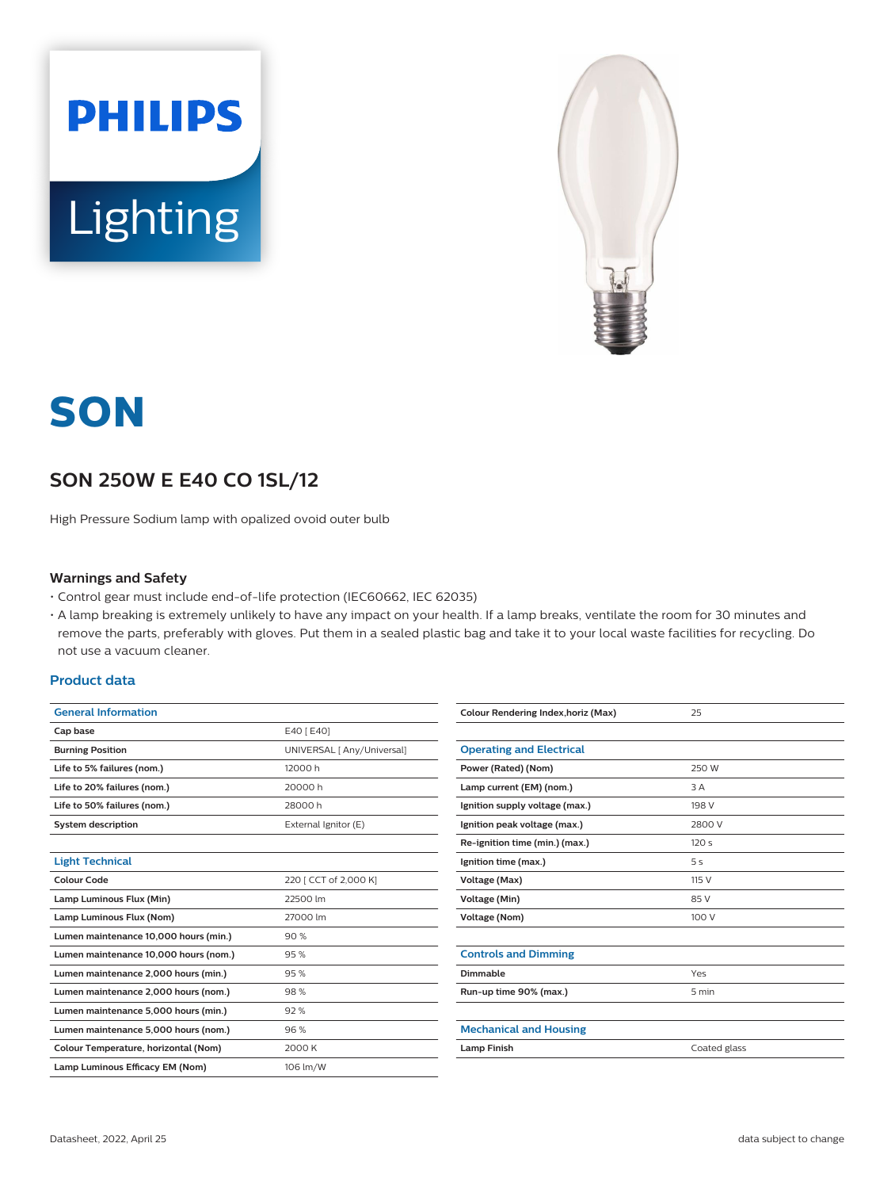# SON

## SON 250W E E40 CO 1SL/12

High Pressure Sodium lamp with opalized ovoid outer bulb

### Warnings and Safety

- Control gear must include end-of-life protection (IEC60662, IEC 62035)
- A lamp breaking is extremely unlikely to have any impact on your health. If a lamp breaks, ventilate the room for 30 minutes and remove the parts, preferably with gloves. Put them in a sealed plastic bag and take it to your local waste facilities for recycling. Do not use a vacuum cleaner.

### Product data

| General Information | |
|---|---|
| Cap base | E40 [ E40] |
| Burning Position | UNIVERSAL [ Any/Universal] |
| Life to 5% failures (nom.) | 12000 h |
| Life to 20% failures (nom.) | 20000 h |
| Life to 50% failures (nom.) | 28000 h |
| System description | External Ignitor (E) |

| Light Technical | |
|---|---|
| Colour Code | 220 [ CCT of 2,000 K] |
| Lamp Luminous Flux (Min) | 22500 lm |
| Lamp Luminous Flux (Nom) | 27000 lm |
| Lumen maintenance 10,000 hours (min.) | 90 % |
| Lumen maintenance 10,000 hours (nom.) | 95 % |
| Lumen maintenance 2,000 hours (min.) | 95 % |
| Lumen maintenance 2,000 hours (nom.) | 98 % |
| Lumen maintenance 5,000 hours (min.) | 92 % |
| Lumen maintenance 5,000 hours (nom.) | 96 % |
| Colour Temperature, horizontal (Nom) | 2000 K |
| Lamp Luminous Efficacy EM (Nom) | 106 lm/W |
| Colour Rendering Index,horiz (Max) | 25 |

| Operating and Electrical | |
|---|---|
| Power (Rated) (Nom) | 250 W |
| Lamp current (EM) (nom.) | 3 A |
| Ignition supply voltage (max.) | 198 V |
| Ignition peak voltage (max.) | 2800 V |
| Re-ignition time (min.) (max.) | 120 s |
| Ignition time (max.) | 5 s |
| Voltage (Max) | 115 V |
| Voltage (Min) | 85 V |
| Voltage (Nom) | 100 V |

| Controls and Dimming | |
|---|---|
| Dimmable | Yes |
| Run-up time 90% (max.) | 5 min |

| Mechanical and Housing | |
|---|---|
| Lamp Finish | Coated glass |

Datasheet, 2022, April 25

data subject to change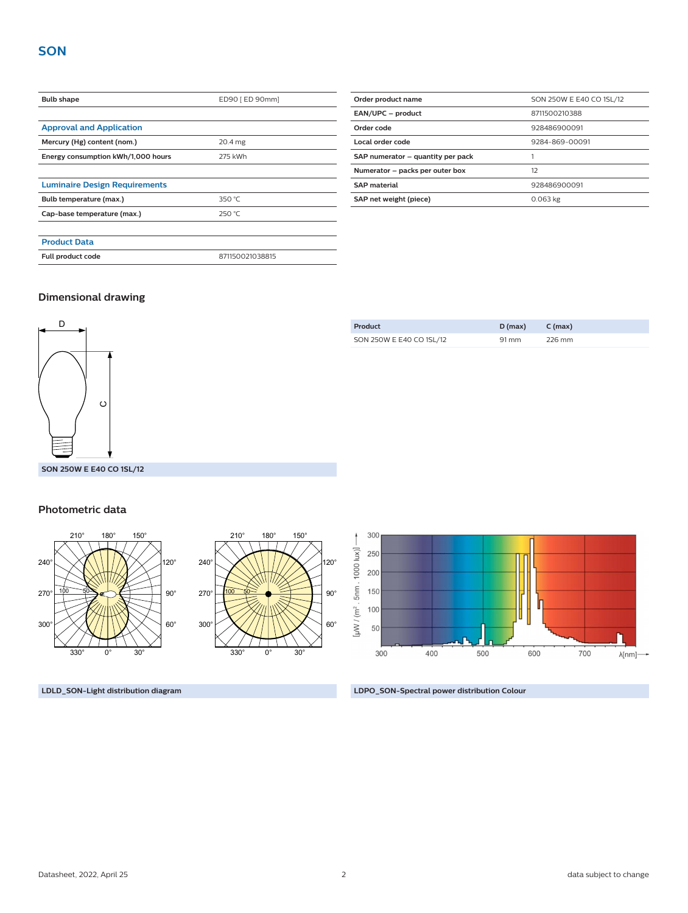## SON

| Bulb shape | ED90 [ ED 90mm] |
|---|---|
| **Approval and Application** | |
| Mercury (Hg) content (nom.) | 20.4 mg |
| Energy consumption kWh/1,000 hours | 275 kWh |
| **Luminaire Design Requirements** | |
| Bulb temperature (max.) | 350 °C |
| Cap-base temperature (max.) | 250 °C |
| **Product Data** | |
| Full product code | 871150021038815 |

| Order product name | SON 250W E E40 CO 1SL/12 |
|---|---|
| EAN/UPC – product | 8711500210388 |
| Order code | 928486900091 |
| Local order code | 9284-869-00091 |
| SAP numerator – quantity per pack | 1 |
| Numerator – packs per outer box | 12 |
| SAP material | 928486900091 |
| SAP net weight (piece) | 0.063 kg |

### Dimensional drawing

SON 250W E E40 CO 1SL/12

| Product | D (max) | C (max) |
|---|---|---|
| SON 250W E E40 CO 1SL/12 | 91 mm | 226 mm |

### Photometric data

LDLD_SON-Light distribution diagram

LDPO_SON-Spectral power distribution Colour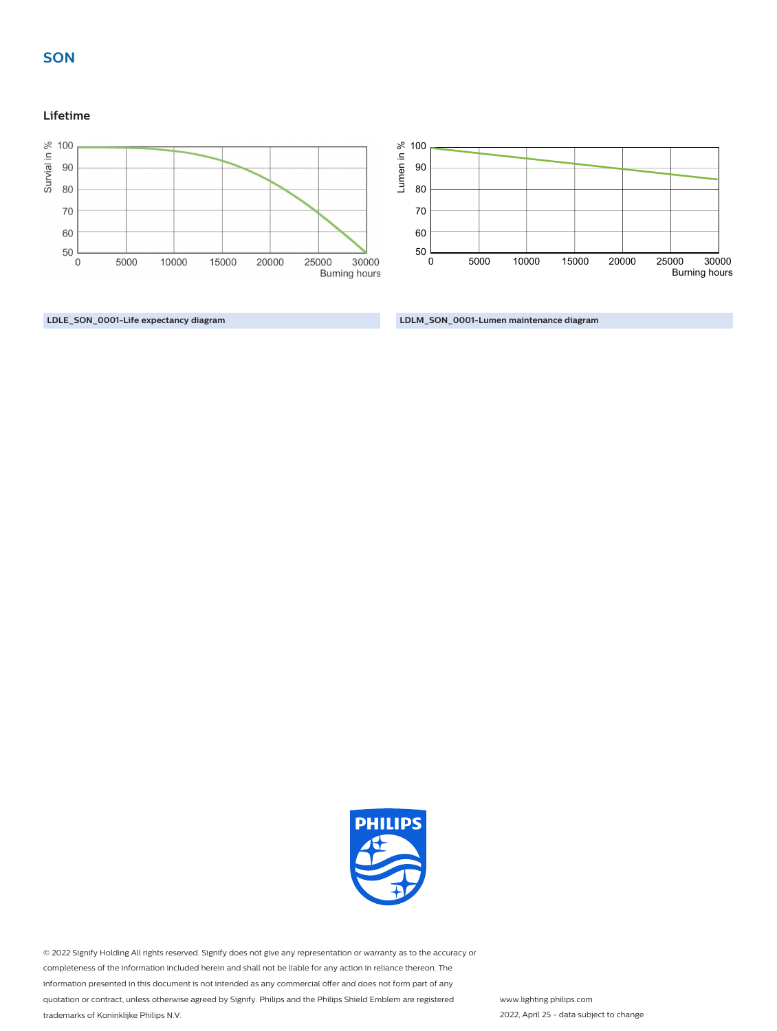## SON

### Lifetime

Survial in %

100
90
80
70
60
50

0 5000 10000 15000 20000 25000 30000

Burning hours

LDLE_SON_0001-Life expectancy diagram

Lumen in %

100
90
80
70
60
50

0 5000 10000 15000 20000 25000 30000

Burning hours

LDLM_SON_0001-Lumen maintenance diagram

© 2022 Signify Holding All rights reserved. Signify does not give any representation or warranty as to the accuracy or completeness of the information included herein and shall not be liable for any action in reliance thereon. The information presented in this document is not intended as any commercial offer and does not form part of any quotation or contract, unless otherwise agreed by Signify. Philips and the Philips Shield Emblem are registered trademarks of Koninklijke Philips N.V.

www.lighting.philips.com

2022, April 25 - data subject to change